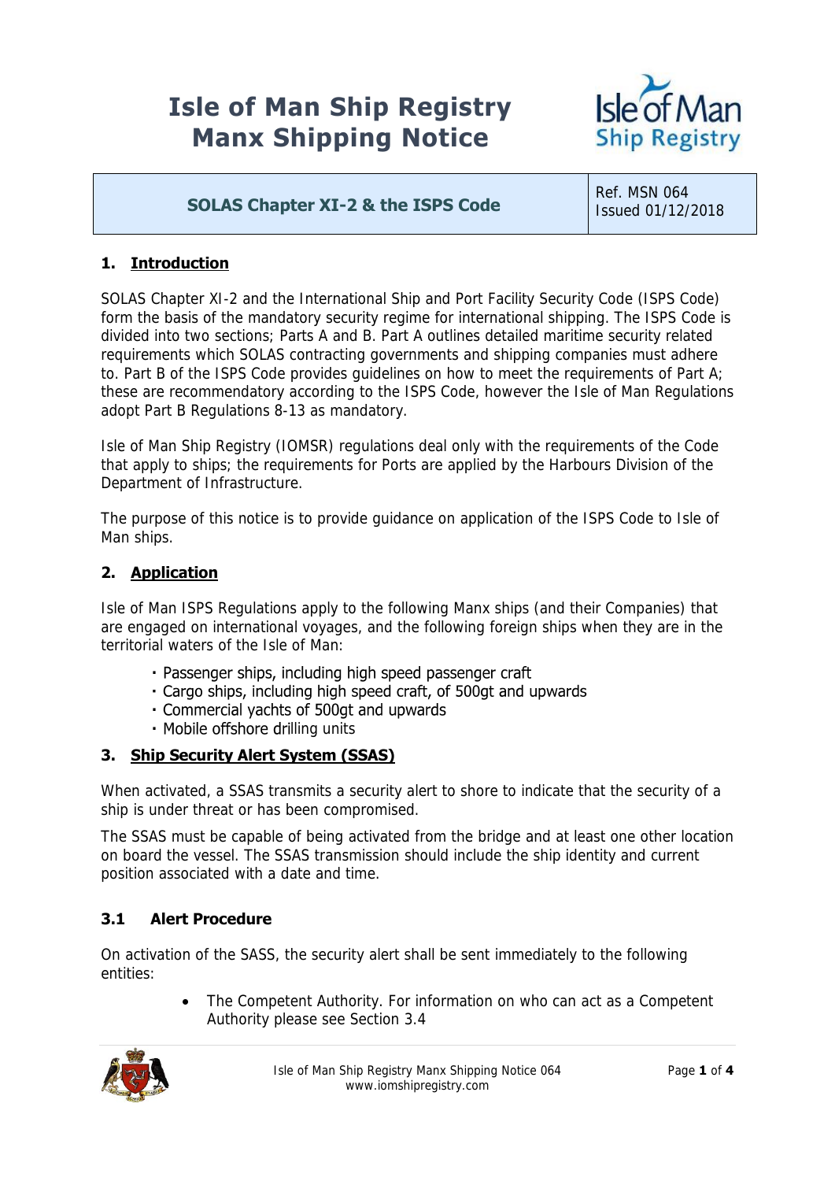# Isle of Man Ship Registry
# Manx Shipping Notice

| SOLAS Chapter XI-2 & the ISPS Code | Ref. MSN 064<br>Issued 01/12/2018 |
|---|---|

## 1. Introduction

SOLAS Chapter XI-2 and the International Ship and Port Facility Security Code (ISPS Code) form the basis of the mandatory security regime for international shipping. The ISPS Code is divided into two sections; Parts A and B. Part A outlines detailed maritime security related requirements which SOLAS contracting governments and shipping companies must adhere to. Part B of the ISPS Code provides guidelines on how to meet the requirements of Part A; these are recommendatory according to the ISPS Code, however the Isle of Man Regulations adopt Part B Regulations 8-13 as mandatory.

Isle of Man Ship Registry (IOMSR) regulations deal only with the requirements of the Code that apply to ships; the requirements for Ports are applied by the Harbours Division of the Department of Infrastructure.

The purpose of this notice is to provide guidance on application of the ISPS Code to Isle of Man ships.

## 2. Application

Isle of Man ISPS Regulations apply to the following Manx ships (and their Companies) that are engaged on international voyages, and the following foreign ships when they are in the territorial waters of the Isle of Man:

- Passenger ships, including high speed passenger craft
- Cargo ships, including high speed craft, of 500gt and upwards
- Commercial yachts of 500gt and upwards
- Mobile offshore drilling units

## 3. Ship Security Alert System (SSAS)

When activated, a SSAS transmits a security alert to shore to indicate that the security of a ship is under threat or has been compromised.

The SSAS must be capable of being activated from the bridge and at least one other location on board the vessel. The SSAS transmission should include the ship identity and current position associated with a date and time.

### 3.1 Alert Procedure

On activation of the SASS, the security alert shall be sent immediately to the following entities:

- The Competent Authority. For information on who can act as a Competent Authority please see Section 3.4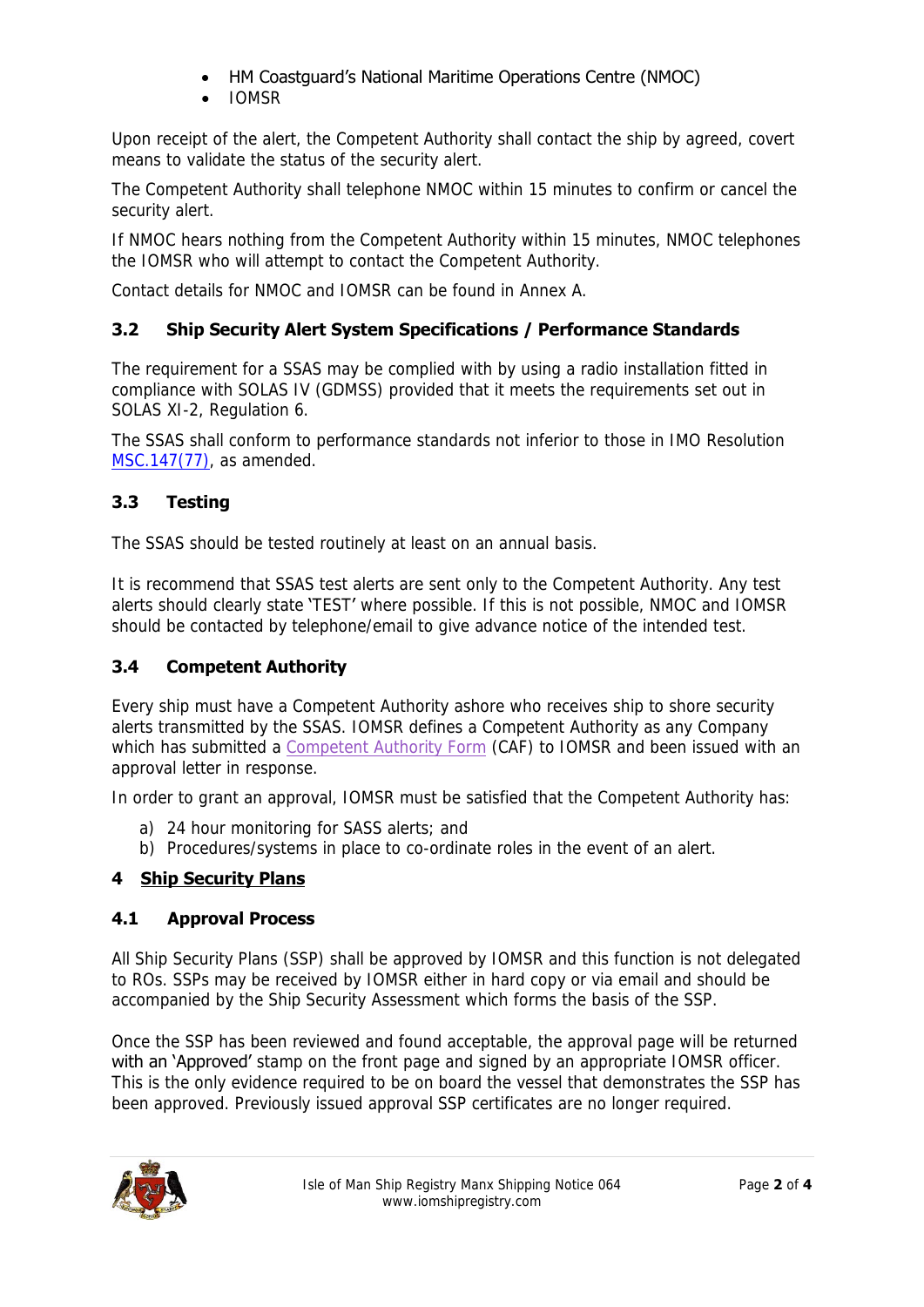- HM Coastguard's National Maritime Operations Centre (NMOC)
- IOMSR

Upon receipt of the alert, the Competent Authority shall contact the ship by agreed, covert means to validate the status of the security alert.

The Competent Authority shall telephone NMOC within 15 minutes to confirm or cancel the security alert.

If NMOC hears nothing from the Competent Authority within 15 minutes, NMOC telephones the IOMSR who will attempt to contact the Competent Authority.

Contact details for NMOC and IOMSR can be found in Annex A.

### 3.2 Ship Security Alert System Specifications / Performance Standards

The requirement for a SSAS may be complied with by using a radio installation fitted in compliance with SOLAS IV (GDMSS) provided that it meets the requirements set out in SOLAS XI-2, Regulation 6.

The SSAS shall conform to performance standards not inferior to those in IMO Resolution MSC.147(77), as amended.

### 3.3 Testing

The SSAS should be tested routinely at least on an annual basis.

It is recommend that SSAS test alerts are sent only to the Competent Authority. Any test alerts should clearly state 'TEST' where possible. If this is not possible, NMOC and IOMSR should be contacted by telephone/email to give advance notice of the intended test.

### 3.4 Competent Authority

Every ship must have a Competent Authority ashore who receives ship to shore security alerts transmitted by the SSAS. IOMSR defines a Competent Authority as any Company which has submitted a Competent Authority Form (CAF) to IOMSR and been issued with an approval letter in response.

In order to grant an approval, IOMSR must be satisfied that the Competent Authority has:

a) 24 hour monitoring for SASS alerts; and
b) Procedures/systems in place to co-ordinate roles in the event of an alert.

## 4 Ship Security Plans

### 4.1 Approval Process

All Ship Security Plans (SSP) shall be approved by IOMSR and this function is not delegated to ROs. SSPs may be received by IOMSR either in hard copy or via email and should be accompanied by the Ship Security Assessment which forms the basis of the SSP.

Once the SSP has been reviewed and found acceptable, the approval page will be returned with an 'Approved' stamp on the front page and signed by an appropriate IOMSR officer. This is the only evidence required to be on board the vessel that demonstrates the SSP has been approved. Previously issued approval SSP certificates are no longer required.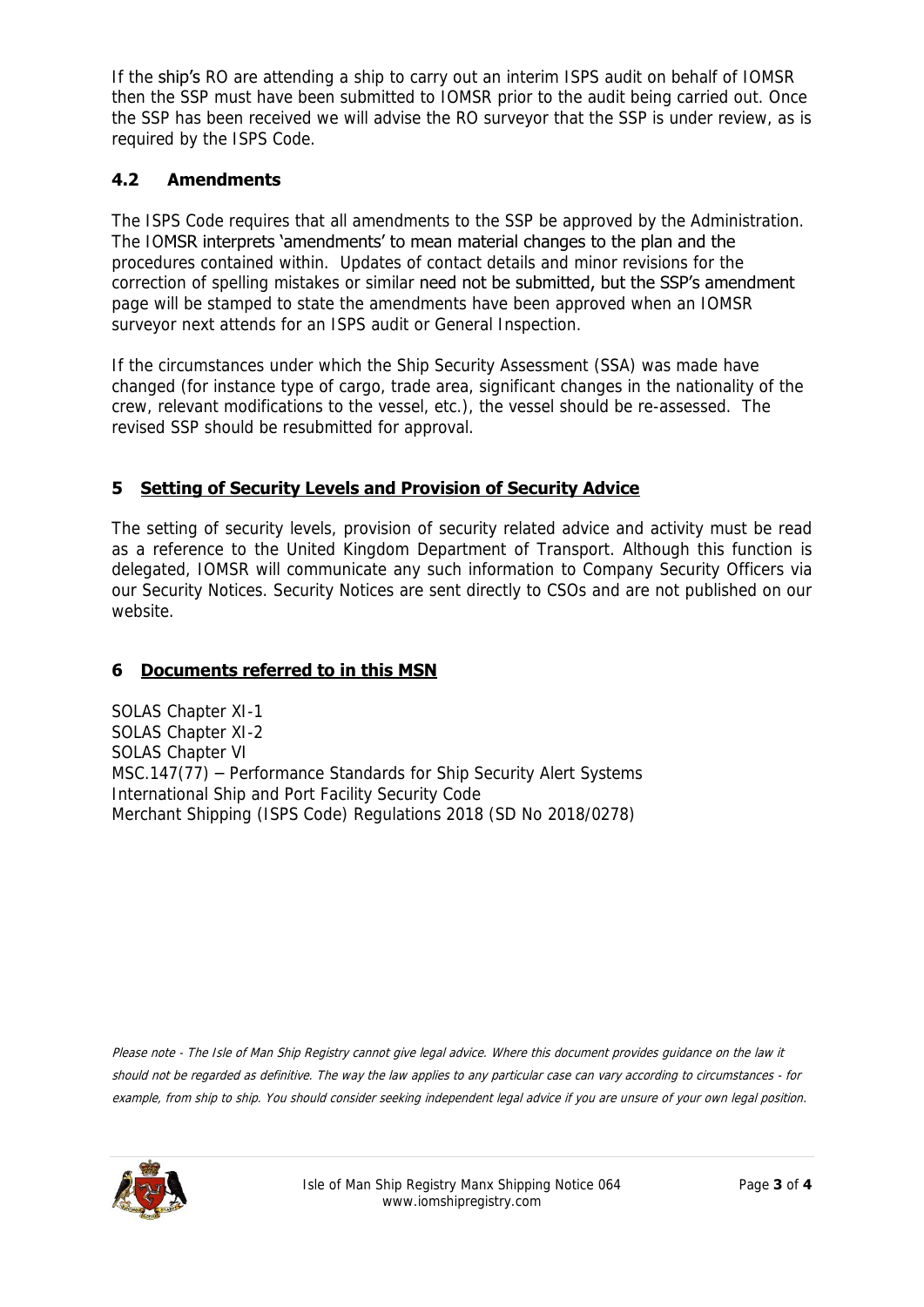If the ship's RO are attending a ship to carry out an interim ISPS audit on behalf of IOMSR then the SSP must have been submitted to IOMSR prior to the audit being carried out. Once the SSP has been received we will advise the RO surveyor that the SSP is under review, as is required by the ISPS Code.

### 4.2 Amendments

The ISPS Code requires that all amendments to the SSP be approved by the Administration. The IOMSR interprets 'amendments' to mean material changes to the plan and the procedures contained within. Updates of contact details and minor revisions for the correction of spelling mistakes or similar need not be submitted, but the SSP's amendment page will be stamped to state the amendments have been approved when an IOMSR surveyor next attends for an ISPS audit or General Inspection.

If the circumstances under which the Ship Security Assessment (SSA) was made have changed (for instance type of cargo, trade area, significant changes in the nationality of the crew, relevant modifications to the vessel, etc.), the vessel should be re-assessed. The revised SSP should be resubmitted for approval.

## 5 Setting of Security Levels and Provision of Security Advice

The setting of security levels, provision of security related advice and activity must be read as a reference to the United Kingdom Department of Transport. Although this function is delegated, IOMSR will communicate any such information to Company Security Officers via our Security Notices. Security Notices are sent directly to CSOs and are not published on our website.

## 6 Documents referred to in this MSN

SOLAS Chapter XI-1
SOLAS Chapter XI-2
SOLAS Chapter VI
MSC.147(77) – Performance Standards for Ship Security Alert Systems
International Ship and Port Facility Security Code
Merchant Shipping (ISPS Code) Regulations 2018 (SD No 2018/0278)

*Please note - The Isle of Man Ship Registry cannot give legal advice. Where this document provides guidance on the law it should not be regarded as definitive. The way the law applies to any particular case can vary according to circumstances - for example, from ship to ship. You should consider seeking independent legal advice if you are unsure of your own legal position.*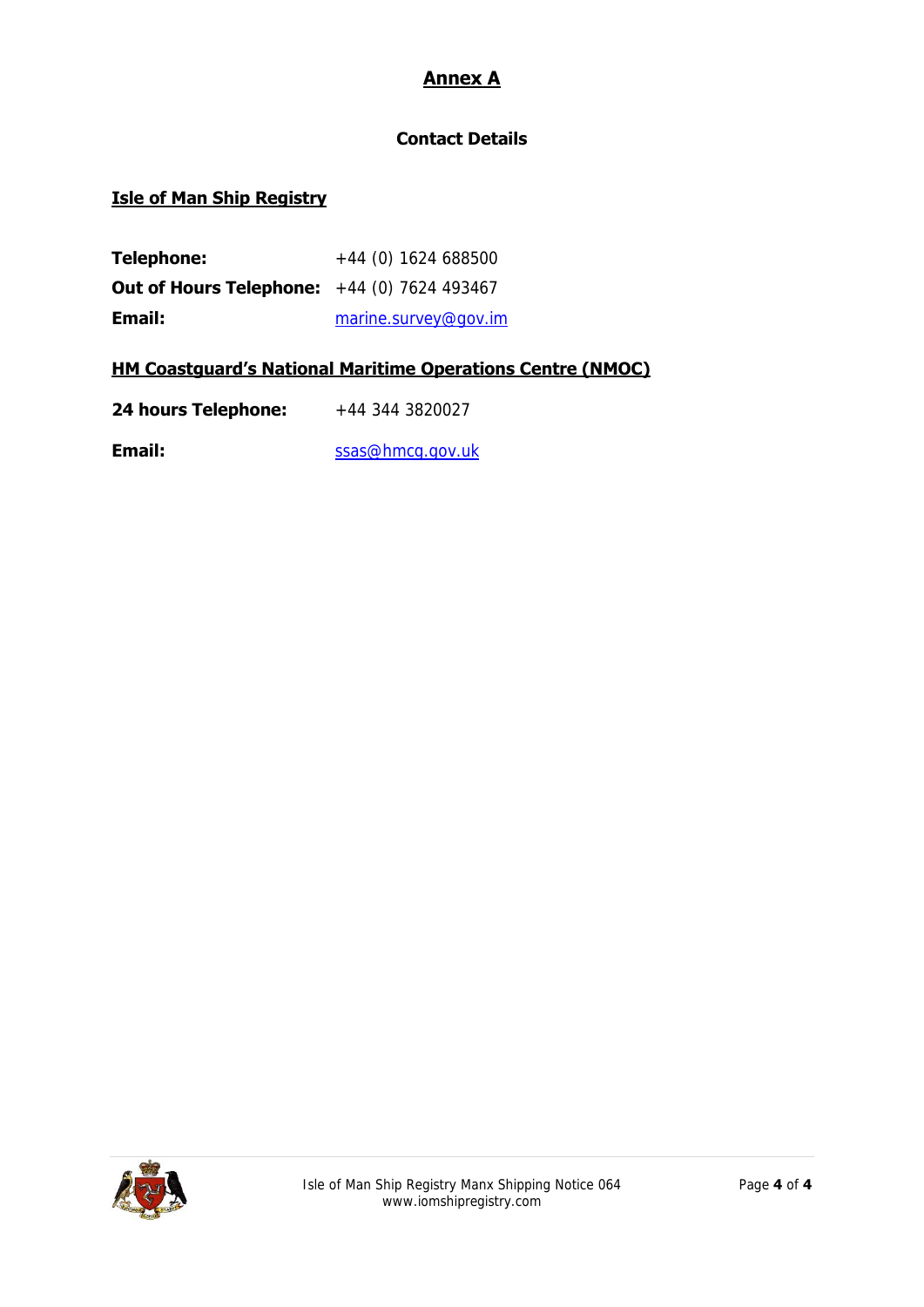# Annex A

## Contact Details

### Isle of Man Ship Registry

**Telephone:** +44 (0) 1624 688500

**Out of Hours Telephone:** +44 (0) 7624 493467

**Email:** marine.survey@gov.im

### HM Coastguard's National Maritime Operations Centre (NMOC)

**24 hours Telephone:** +44 344 3820027

**Email:** ssas@hmcg.gov.uk